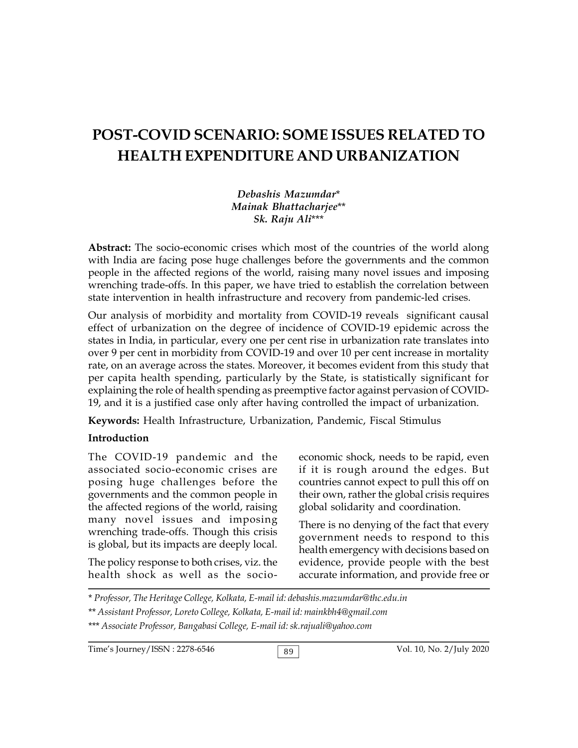# POST-COVID SCENARIO: SOME ISSUES RELATED TO HEALTH EXPENDITURE AND URBANIZATION

*Debashis Mazumdar**
*Mainak Bhattacharjee***
*Sk. Raju Ali****

**Abstract:** The socio-economic crises which most of the countries of the world along with India are facing pose huge challenges before the governments and the common people in the affected regions of the world, raising many novel issues and imposing wrenching trade-offs. In this paper, we have tried to establish the correlation between state intervention in health infrastructure and recovery from pandemic-led crises.

Our analysis of morbidity and mortality from COVID-19 reveals significant causal effect of urbanization on the degree of incidence of COVID-19 epidemic across the states in India, in particular, every one per cent rise in urbanization rate translates into over 9 per cent in morbidity from COVID-19 and over 10 per cent increase in mortality rate, on an average across the states. Moreover, it becomes evident from this study that per capita health spending, particularly by the State, is statistically significant for explaining the role of health spending as preemptive factor against pervasion of COVID-19, and it is a justified case only after having controlled the impact of urbanization.

**Keywords:** Health Infrastructure, Urbanization, Pandemic, Fiscal Stimulus

## Introduction

The COVID-19 pandemic and the associated socio-economic crises are posing huge challenges before the governments and the common people in the affected regions of the world, raising many novel issues and imposing wrenching trade-offs. Though this crisis is global, but its impacts are deeply local.

The policy response to both crises, viz. the health shock as well as the socio-economic shock, needs to be rapid, even if it is rough around the edges. But countries cannot expect to pull this off on their own, rather the global crisis requires global solidarity and coordination.

There is no denying of the fact that every government needs to respond to this health emergency with decisions based on evidence, provide people with the best accurate information, and provide free or

---

* *Professor, The Heritage College, Kolkata, E-mail id: debashis.mazumdar@thc.edu.in*

** *Assistant Professor, Loreto College, Kolkata, E-mail id: mainkbh4@gmail.com*

*** *Associate Professor, Bangabasi College, E-mail id: sk.rajuali@yahoo.com*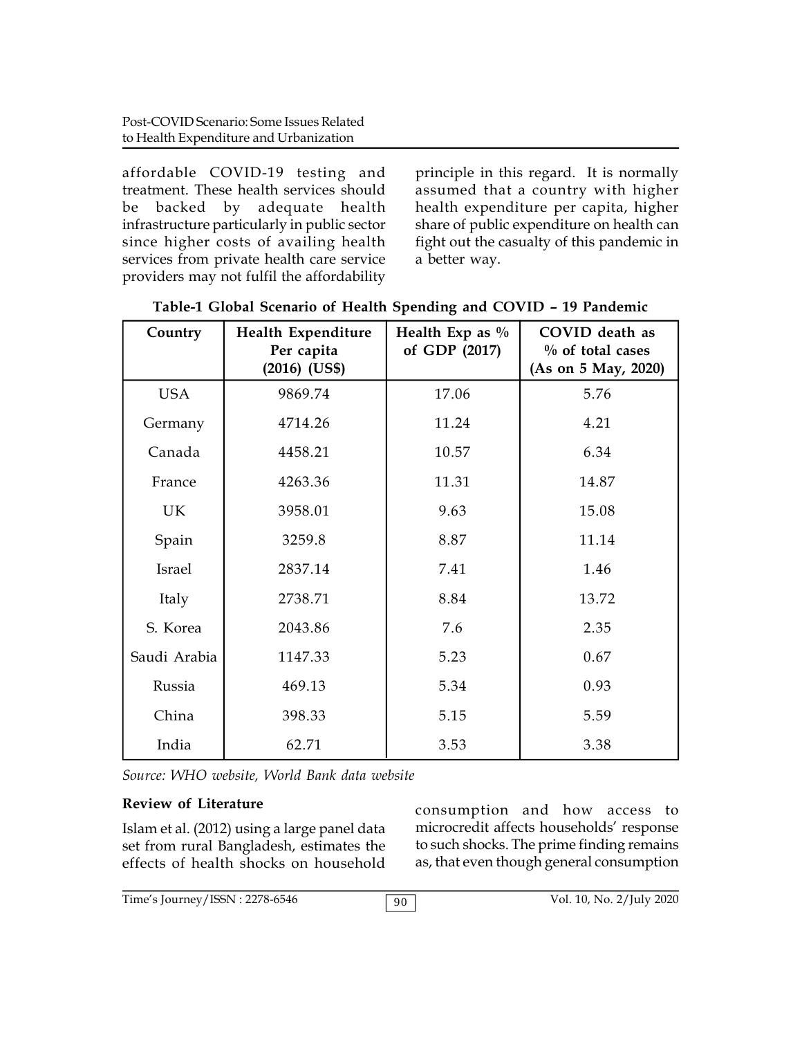affordable COVID-19 testing and treatment. These health services should be backed by adequate health infrastructure particularly in public sector since higher costs of availing health services from private health care service providers may not fulfil the affordability principle in this regard. It is normally assumed that a country with higher health expenditure per capita, higher share of public expenditure on health can fight out the casualty of this pandemic in a better way.

**Table-1 Global Scenario of Health Spending and COVID – 19 Pandemic**

| Country | Health Expenditure Per capita (2016) (US$) | Health Exp as % of GDP (2017) | COVID death as % of total cases (As on 5 May, 2020) |
|---|---|---|---|
| USA | 9869.74 | 17.06 | 5.76 |
| Germany | 4714.26 | 11.24 | 4.21 |
| Canada | 4458.21 | 10.57 | 6.34 |
| France | 4263.36 | 11.31 | 14.87 |
| UK | 3958.01 | 9.63 | 15.08 |
| Spain | 3259.8 | 8.87 | 11.14 |
| Israel | 2837.14 | 7.41 | 1.46 |
| Italy | 2738.71 | 8.84 | 13.72 |
| S. Korea | 2043.86 | 7.6 | 2.35 |
| Saudi Arabia | 1147.33 | 5.23 | 0.67 |
| Russia | 469.13 | 5.34 | 0.93 |
| China | 398.33 | 5.15 | 5.59 |
| India | 62.71 | 3.53 | 3.38 |

*Source: WHO website, World Bank data website*

### Review of Literature

Islam et al. (2012) using a large panel data set from rural Bangladesh, estimates the effects of health shocks on household consumption and how access to microcredit affects households' response to such shocks. The prime finding remains as, that even though general consumption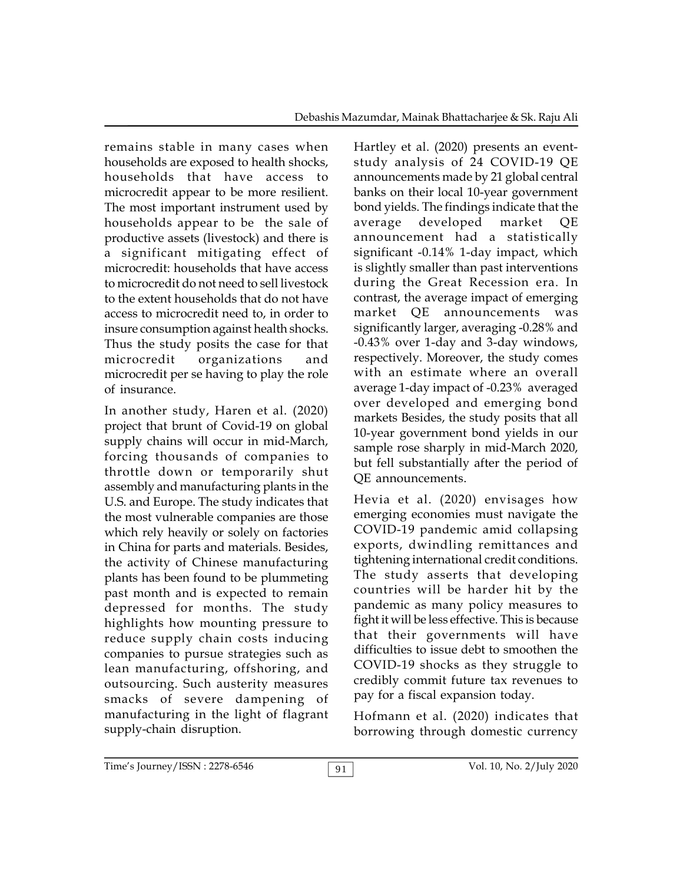remains stable in many cases when households are exposed to health shocks, households that have access to microcredit appear to be more resilient. The most important instrument used by households appear to be the sale of productive assets (livestock) and there is a significant mitigating effect of microcredit: households that have access to microcredit do not need to sell livestock to the extent households that do not have access to microcredit need to, in order to insure consumption against health shocks. Thus the study posits the case for that microcredit organizations and microcredit per se having to play the role of insurance.

In another study, Haren et al. (2020) project that brunt of Covid-19 on global supply chains will occur in mid-March, forcing thousands of companies to throttle down or temporarily shut assembly and manufacturing plants in the U.S. and Europe. The study indicates that the most vulnerable companies are those which rely heavily or solely on factories in China for parts and materials. Besides, the activity of Chinese manufacturing plants has been found to be plummeting past month and is expected to remain depressed for months. The study highlights how mounting pressure to reduce supply chain costs inducing companies to pursue strategies such as lean manufacturing, offshoring, and outsourcing. Such austerity measures smacks of severe dampening of manufacturing in the light of flagrant supply-chain disruption.

Hartley et al. (2020) presents an event-study analysis of 24 COVID-19 QE announcements made by 21 global central banks on their local 10-year government bond yields. The findings indicate that the average developed market QE announcement had a statistically significant -0.14% 1-day impact, which is slightly smaller than past interventions during the Great Recession era. In contrast, the average impact of emerging market QE announcements was significantly larger, averaging -0.28% and -0.43% over 1-day and 3-day windows, respectively. Moreover, the study comes with an estimate where an overall average 1-day impact of -0.23% averaged over developed and emerging bond markets Besides, the study posits that all 10-year government bond yields in our sample rose sharply in mid-March 2020, but fell substantially after the period of QE announcements.

Hevia et al. (2020) envisages how emerging economies must navigate the COVID-19 pandemic amid collapsing exports, dwindling remittances and tightening international credit conditions. The study asserts that developing countries will be harder hit by the pandemic as many policy measures to fight it will be less effective. This is because that their governments will have difficulties to issue debt to smoothen the COVID-19 shocks as they struggle to credibly commit future tax revenues to pay for a fiscal expansion today.

Hofmann et al. (2020) indicates that borrowing through domestic currency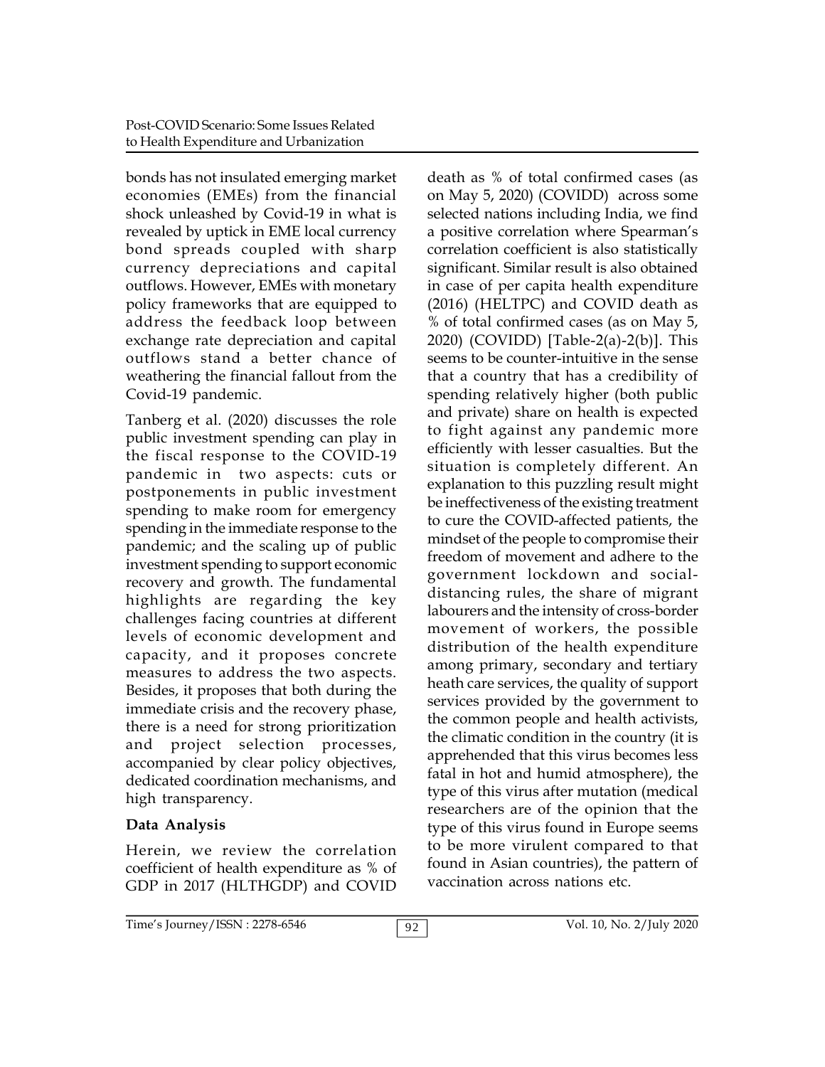bonds has not insulated emerging market economies (EMEs) from the financial shock unleashed by Covid-19 in what is revealed by uptick in EME local currency bond spreads coupled with sharp currency depreciations and capital outflows. However, EMEs with monetary policy frameworks that are equipped to address the feedback loop between exchange rate depreciation and capital outflows stand a better chance of weathering the financial fallout from the Covid-19 pandemic.

Tanberg et al. (2020) discusses the role public investment spending can play in the fiscal response to the COVID-19 pandemic in two aspects: cuts or postponements in public investment spending to make room for emergency spending in the immediate response to the pandemic; and the scaling up of public investment spending to support economic recovery and growth. The fundamental highlights are regarding the key challenges facing countries at different levels of economic development and capacity, and it proposes concrete measures to address the two aspects. Besides, it proposes that both during the immediate crisis and the recovery phase, there is a need for strong prioritization and project selection processes, accompanied by clear policy objectives, dedicated coordination mechanisms, and high transparency.

## Data Analysis

Herein, we review the correlation coefficient of health expenditure as % of GDP in 2017 (HLTHGDP) and COVID death as % of total confirmed cases (as on May 5, 2020) (COVIDD) across some selected nations including India, we find a positive correlation where Spearman's correlation coefficient is also statistically significant. Similar result is also obtained in case of per capita health expenditure (2016) (HELTPC) and COVID death as % of total confirmed cases (as on May 5, 2020) (COVIDD) [Table-2(a)-2(b)]. This seems to be counter-intuitive in the sense that a country that has a credibility of spending relatively higher (both public and private) share on health is expected to fight against any pandemic more efficiently with lesser casualties. But the situation is completely different. An explanation to this puzzling result might be ineffectiveness of the existing treatment to cure the COVID-affected patients, the mindset of the people to compromise their freedom of movement and adhere to the government lockdown and social-distancing rules, the share of migrant labourers and the intensity of cross-border movement of workers, the possible distribution of the health expenditure among primary, secondary and tertiary heath care services, the quality of support services provided by the government to the common people and health activists, the climatic condition in the country (it is apprehended that this virus becomes less fatal in hot and humid atmosphere), the type of this virus after mutation (medical researchers are of the opinion that the type of this virus found in Europe seems to be more virulent compared to that found in Asian countries), the pattern of vaccination across nations etc.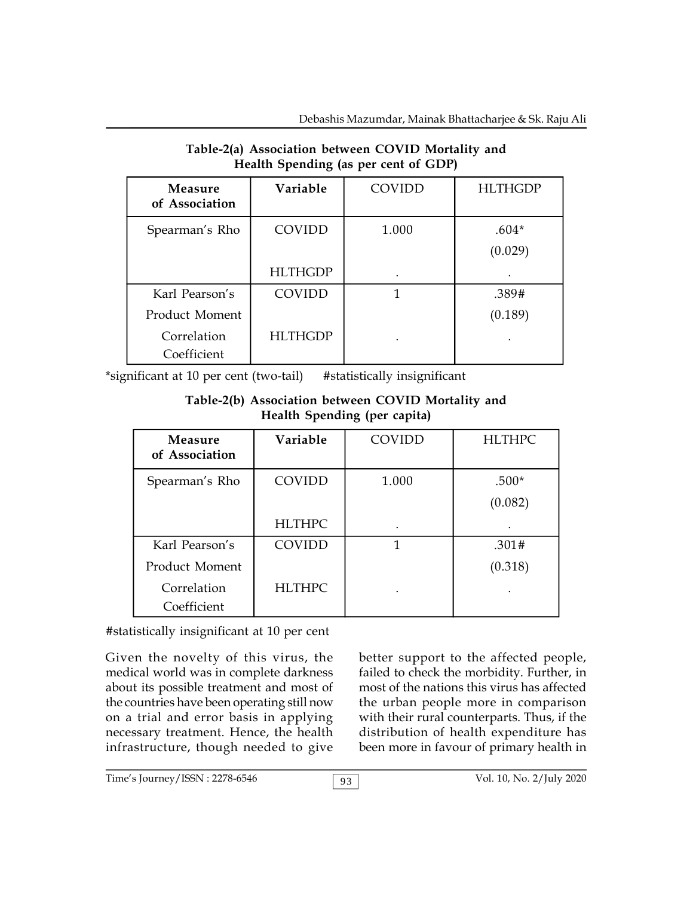**Table-2(a) Association between COVID Mortality and Health Spending (as per cent of GDP)**

| Measure of Association | Variable | COVIDD | HLTHGDP |
|---|---|---|---|
| Spearman's Rho | COVIDD | 1.000 | .604* (0.029) |
| | HLTHGDP | . | . |
| Karl Pearson's Product Moment Correlation Coefficient | COVIDD | 1 | .389# (0.189) |
| | HLTHGDP | . | . |

*significant at 10 per cent (two-tail)     #statistically insignificant

**Table-2(b) Association between COVID Mortality and Health Spending (per capita)**

| Measure of Association | Variable | COVIDD | HLTHPC |
|---|---|---|---|
| Spearman's Rho | COVIDD | 1.000 | .500* (0.082) |
| | HLTHPC | . | . |
| Karl Pearson's Product Moment Correlation Coefficient | COVIDD | 1 | .301# (0.318) |
| | HLTHPC | . | . |

#statistically insignificant at 10 per cent

Given the novelty of this virus, the medical world was in complete darkness about its possible treatment and most of the countries have been operating still now on a trial and error basis in applying necessary treatment. Hence, the health infrastructure, though needed to give better support to the affected people, failed to check the morbidity. Further, in most of the nations this virus has affected the urban people more in comparison with their rural counterparts. Thus, if the distribution of health expenditure has been more in favour of primary health in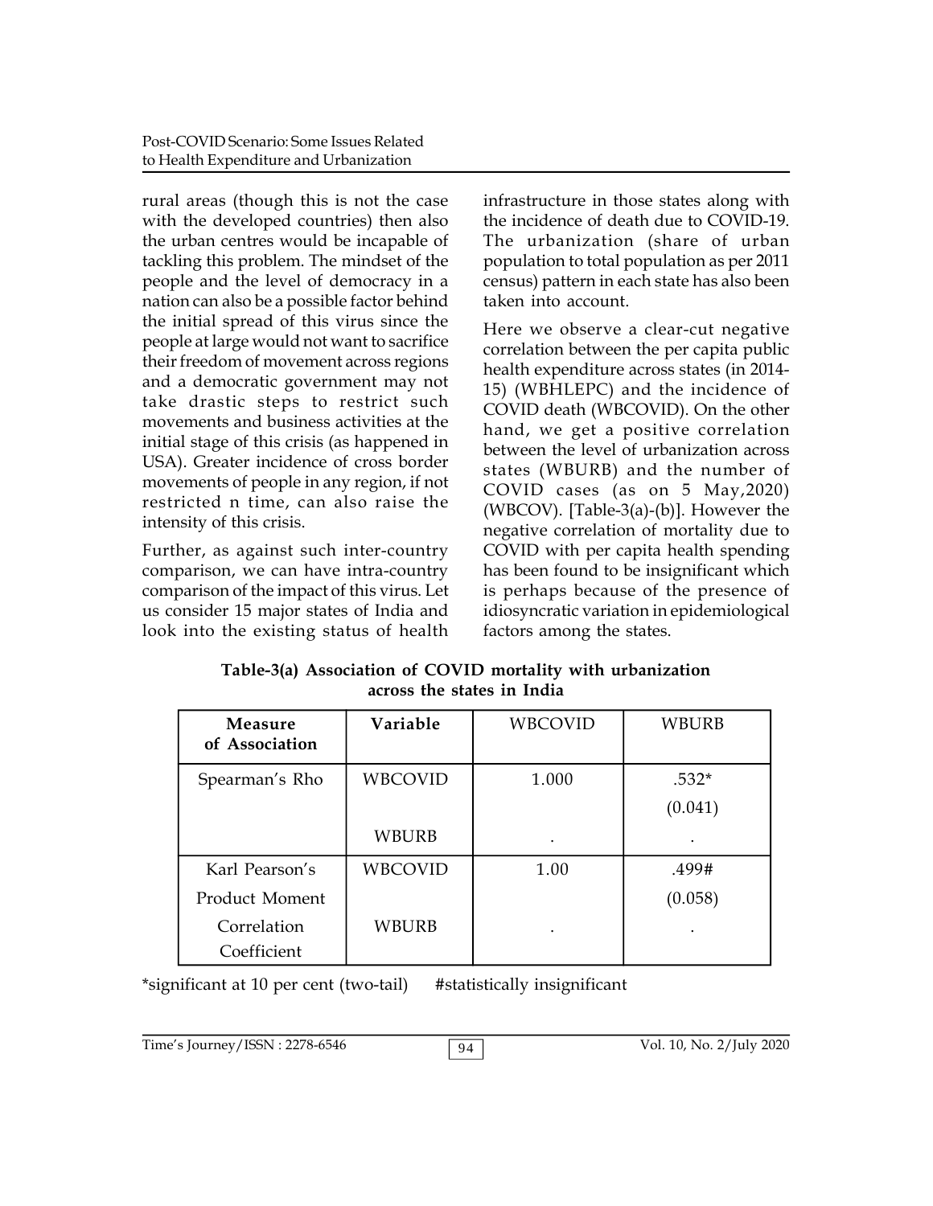rural areas (though this is not the case with the developed countries) then also the urban centres would be incapable of tackling this problem. The mindset of the people and the level of democracy in a nation can also be a possible factor behind the initial spread of this virus since the people at large would not want to sacrifice their freedom of movement across regions and a democratic government may not take drastic steps to restrict such movements and business activities at the initial stage of this crisis (as happened in USA). Greater incidence of cross border movements of people in any region, if not restricted n time, can also raise the intensity of this crisis.

Further, as against such inter-country comparison, we can have intra-country comparison of the impact of this virus. Let us consider 15 major states of India and look into the existing status of health infrastructure in those states along with the incidence of death due to COVID-19. The urbanization (share of urban population to total population as per 2011 census) pattern in each state has also been taken into account.

Here we observe a clear-cut negative correlation between the per capita public health expenditure across states (in 2014-15) (WBHLEPC) and the incidence of COVID death (WBCOVID). On the other hand, we get a positive correlation between the level of urbanization across states (WBURB) and the number of COVID cases (as on 5 May,2020) (WBCOV). [Table-3(a)-(b)]. However the negative correlation of mortality due to COVID with per capita health spending has been found to be insignificant which is perhaps because of the presence of idiosyncratic variation in epidemiological factors among the states.

**Table-3(a) Association of COVID mortality with urbanization across the states in India**

| Measure of Association | Variable | WBCOVID | WBURB |
|---|---|---|---|
| Spearman's Rho | WBCOVID | 1.000 | .532* (0.041) |
| | WBURB | . | . |
| Karl Pearson's Product Moment Correlation Coefficient | WBCOVID | 1.00 | .499# (0.058) |
| | WBURB | . | . |

*significant at 10 per cent (two-tail) #statistically insignificant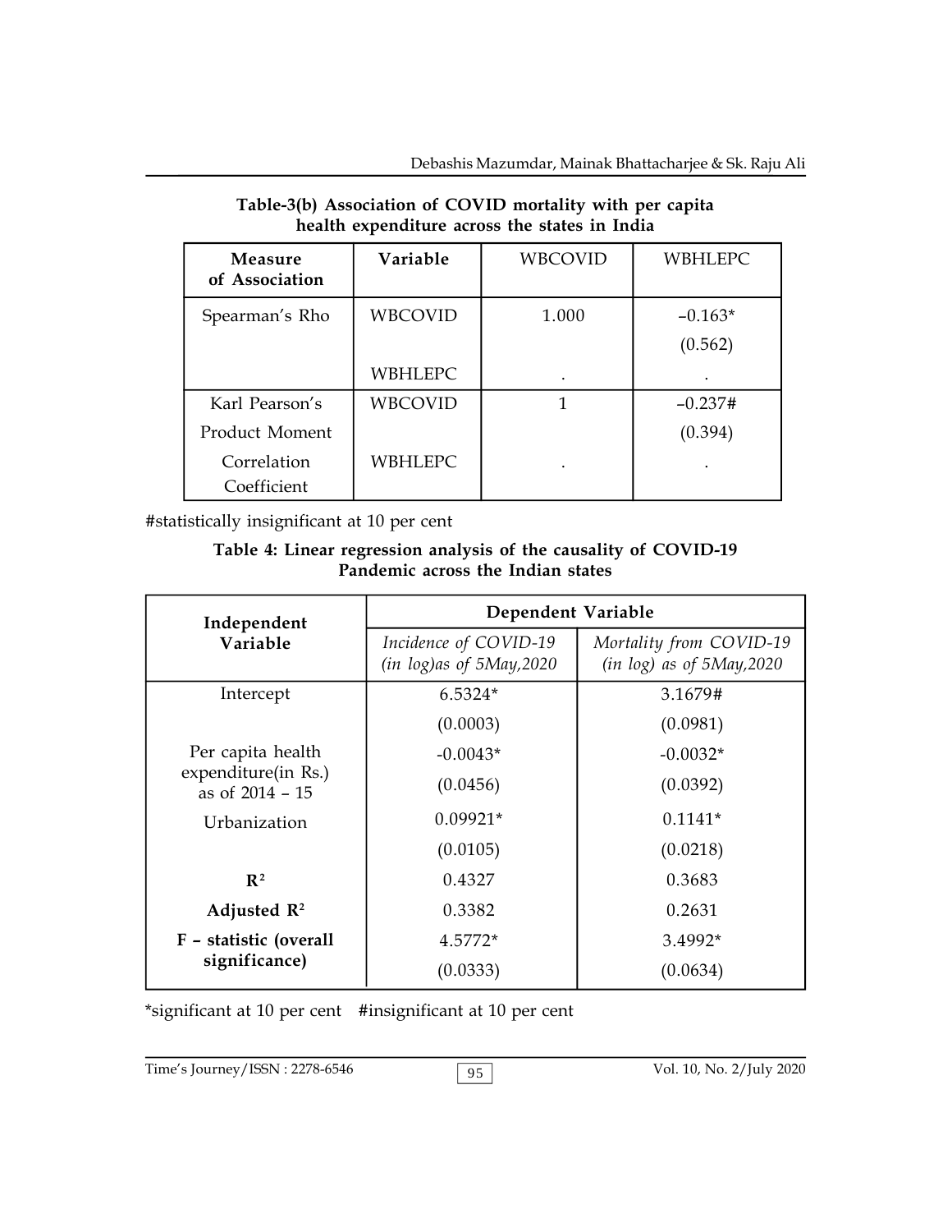**Table-3(b) Association of COVID mortality with per capita health expenditure across the states in India**

| Measure of Association | Variable | WBCOVID | WBHLEPC |
|---|---|---|---|
| Spearman's Rho | WBCOVID | 1.000 | –0.163* (0.562) |
| | WBHLEPC | . | . |
| Karl Pearson's Product Moment Correlation Coefficient | WBCOVID | 1 | –0.237# (0.394) |
| | WBHLEPC | . | . |

#statistically insignificant at 10 per cent

**Table 4: Linear regression analysis of the causality of COVID-19 Pandemic across the Indian states**

| Independent Variable | Dependent Variable | |
|---|---|---|
| | *Incidence of COVID-19 (in log)as of 5May,2020* | *Mortality from COVID-19 (in log) as of 5May,2020* |
| Intercept | 6.5324* | 3.1679# |
| | (0.0003) | (0.0981) |
| Per capita health expenditure(in Rs.) as of 2014 – 15 | -0.0043* | -0.0032* |
| | (0.0456) | (0.0392) |
| Urbanization | 0.09921* | 0.1141* |
| | (0.0105) | (0.0218) |
| **$R^2$** | 0.4327 | 0.3683 |
| **Adjusted $R^2$** | 0.3382 | 0.2631 |
| **F – statistic (overall significance)** | 4.5772* | 3.4992* |
| | (0.0333) | (0.0634) |

*significant at 10 per cent #insignificant at 10 per cent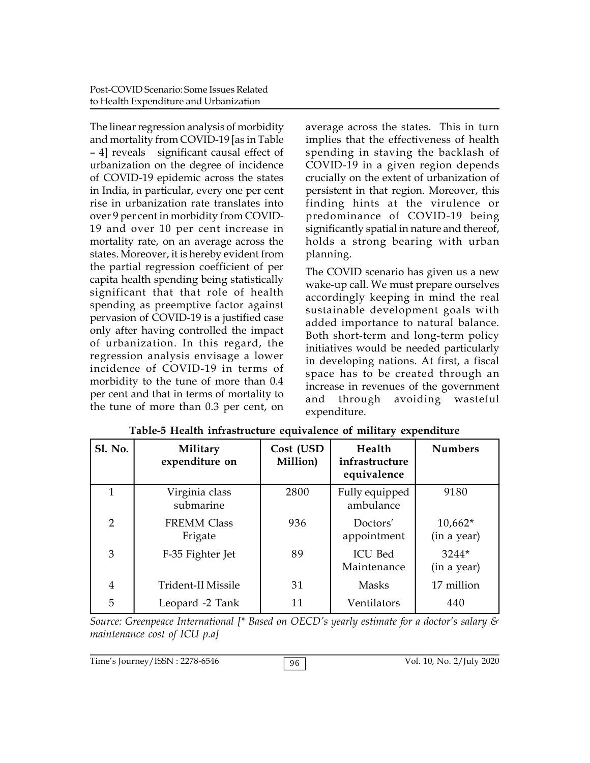The linear regression analysis of morbidity and mortality from COVID-19 [as in Table – 4] reveals significant causal effect of urbanization on the degree of incidence of COVID-19 epidemic across the states in India, in particular, every one per cent rise in urbanization rate translates into over 9 per cent in morbidity from COVID-19 and over 10 per cent increase in mortality rate, on an average across the states. Moreover, it is hereby evident from the partial regression coefficient of per capita health spending being statistically significant that that role of health spending as preemptive factor against pervasion of COVID-19 is a justified case only after having controlled the impact of urbanization. In this regard, the regression analysis envisage a lower incidence of COVID-19 in terms of morbidity to the tune of more than 0.4 per cent and that in terms of mortality to the tune of more than 0.3 per cent, on average across the states. This in turn implies that the effectiveness of health spending in staving the backlash of COVID-19 in a given region depends crucially on the extent of urbanization of persistent in that region. Moreover, this finding hints at the virulence or predominance of COVID-19 being significantly spatial in nature and thereof, holds a strong bearing with urban planning.

The COVID scenario has given us a new wake-up call. We must prepare ourselves accordingly keeping in mind the real sustainable development goals with added importance to natural balance. Both short-term and long-term policy initiatives would be needed particularly in developing nations. At first, a fiscal space has to be created through an increase in revenues of the government and through avoiding wasteful expenditure.

**Table-5 Health infrastructure equivalence of military expenditure**

| Sl. No. | Military expenditure on | Cost (USD Million) | Health infrastructure equivalence | Numbers |
|---|---|---|---|---|
| 1 | Virginia class submarine | 2800 | Fully equipped ambulance | 9180 |
| 2 | FREMM Class Frigate | 936 | Doctors' appointment | 10,662* (in a year) |
| 3 | F-35 Fighter Jet | 89 | ICU Bed Maintenance | 3244* (in a year) |
| 4 | Trident-II Missile | 31 | Masks | 17 million |
| 5 | Leopard -2 Tank | 11 | Ventilators | 440 |

*Source: Greenpeace International [* Based on OECD's yearly estimate for a doctor's salary & maintenance cost of ICU p.a]*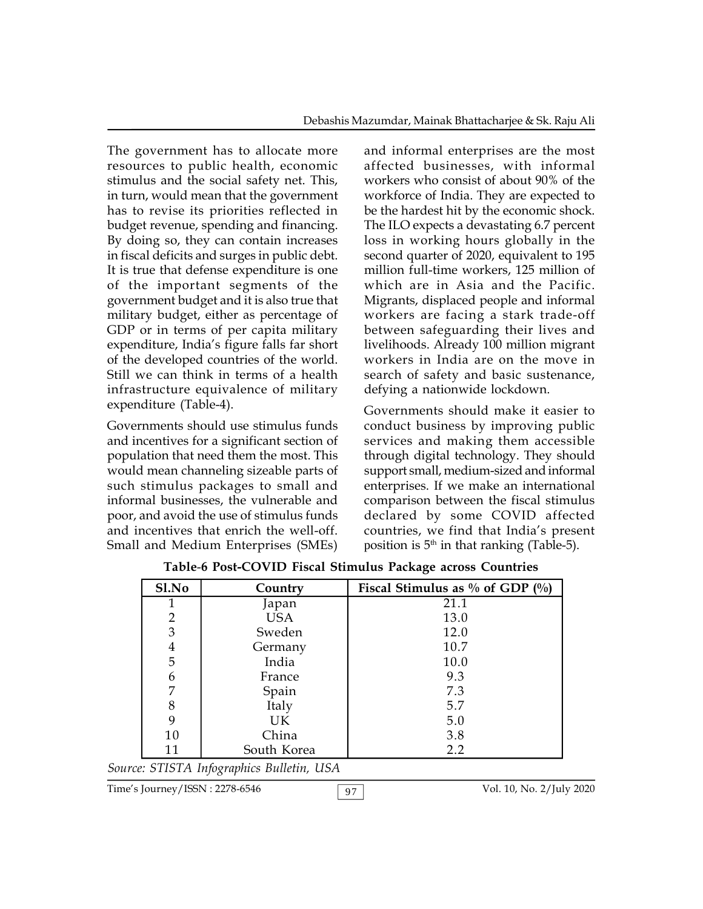The government has to allocate more resources to public health, economic stimulus and the social safety net. This, in turn, would mean that the government has to revise its priorities reflected in budget revenue, spending and financing. By doing so, they can contain increases in fiscal deficits and surges in public debt. It is true that defense expenditure is one of the important segments of the government budget and it is also true that military budget, either as percentage of GDP or in terms of per capita military expenditure, India's figure falls far short of the developed countries of the world. Still we can think in terms of a health infrastructure equivalence of military expenditure (Table-4).

Governments should use stimulus funds and incentives for a significant section of population that need them the most. This would mean channeling sizeable parts of such stimulus packages to small and informal businesses, the vulnerable and poor, and avoid the use of stimulus funds and incentives that enrich the well-off. Small and Medium Enterprises (SMEs) and informal enterprises are the most affected businesses, with informal workers who consist of about 90% of the workforce of India. They are expected to be the hardest hit by the economic shock. The ILO expects a devastating 6.7 percent loss in working hours globally in the second quarter of 2020, equivalent to 195 million full-time workers, 125 million of which are in Asia and the Pacific. Migrants, displaced people and informal workers are facing a stark trade-off between safeguarding their lives and livelihoods. Already 100 million migrant workers in India are on the move in search of safety and basic sustenance, defying a nationwide lockdown.

Governments should make it easier to conduct business by improving public services and making them accessible through digital technology. They should support small, medium-sized and informal enterprises. If we make an international comparison between the fiscal stimulus declared by some COVID affected countries, we find that India's present position is 5th in that ranking (Table-5).

**Table-6 Post-COVID Fiscal Stimulus Package across Countries**

| Sl.No | Country | Fiscal Stimulus as % of GDP (%) |
|---|---|---|
| 1 | Japan | 21.1 |
| 2 | USA | 13.0 |
| 3 | Sweden | 12.0 |
| 4 | Germany | 10.7 |
| 5 | India | 10.0 |
| 6 | France | 9.3 |
| 7 | Spain | 7.3 |
| 8 | Italy | 5.7 |
| 9 | UK | 5.0 |
| 10 | China | 3.8 |
| 11 | South Korea | 2.2 |

*Source: STISTA Infographics Bulletin, USA*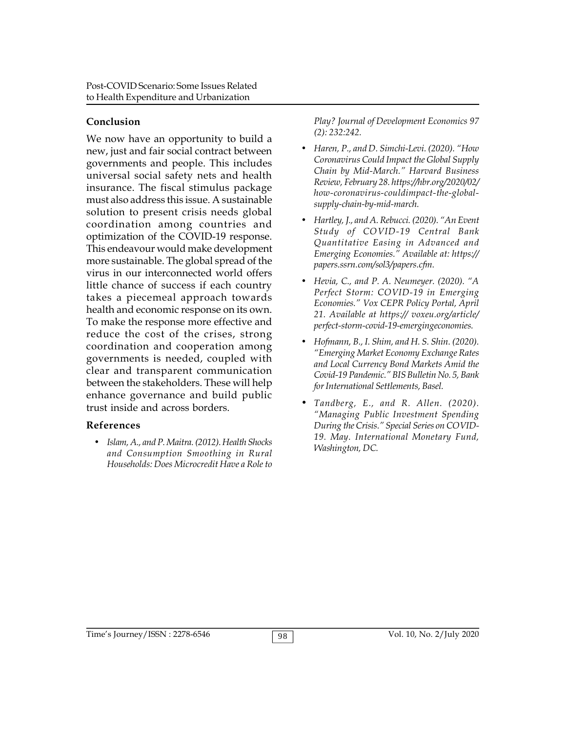## Conclusion

We now have an opportunity to build a new, just and fair social contract between governments and people. This includes universal social safety nets and health insurance. The fiscal stimulus package must also address this issue. A sustainable solution to present crisis needs global coordination among countries and optimization of the COVID-19 response. This endeavour would make development more sustainable. The global spread of the virus in our interconnected world offers little chance of success if each country takes a piecemeal approach towards health and economic response on its own. To make the response more effective and reduce the cost of the crises, strong coordination and cooperation among governments is needed, coupled with clear and transparent communication between the stakeholders. These will help enhance governance and build public trust inside and across borders.

## References

- *Islam, A., and P. Maitra. (2012). Health Shocks and Consumption Smoothing in Rural Households: Does Microcredit Have a Role to Play? Journal of Development Economics 97 (2): 232:242.*
- *Haren, P., and D. Simchi-Levi. (2020). "How Coronavirus Could Impact the Global Supply Chain by Mid-March." Harvard Business Review, February 28. https://hbr.org/2020/02/how-coronavirus-couldimpact-the-global-supply-chain-by-mid-march.*
- *Hartley, J., and A. Rebucci. (2020). "An Event Study of COVID-19 Central Bank Quantitative Easing in Advanced and Emerging Economies." Available at: https://papers.ssrn.com/sol3/papers.cfm.*
- *Hevia, C., and P. A. Neumeyer. (2020). "A Perfect Storm: COVID-19 in Emerging Economies." Vox CEPR Policy Portal, April 21. Available at https:// voxeu.org/article/perfect-storm-covid-19-emergingeconomies.*
- *Hofmann, B., I. Shim, and H. S. Shin. (2020). "Emerging Market Economy Exchange Rates and Local Currency Bond Markets Amid the Covid-19 Pandemic." BIS Bulletin No. 5, Bank for International Settlements, Basel.*
- *Tandberg, E., and R. Allen. (2020). "Managing Public Investment Spending During the Crisis." Special Series on COVID-19. May. International Monetary Fund, Washington, DC.*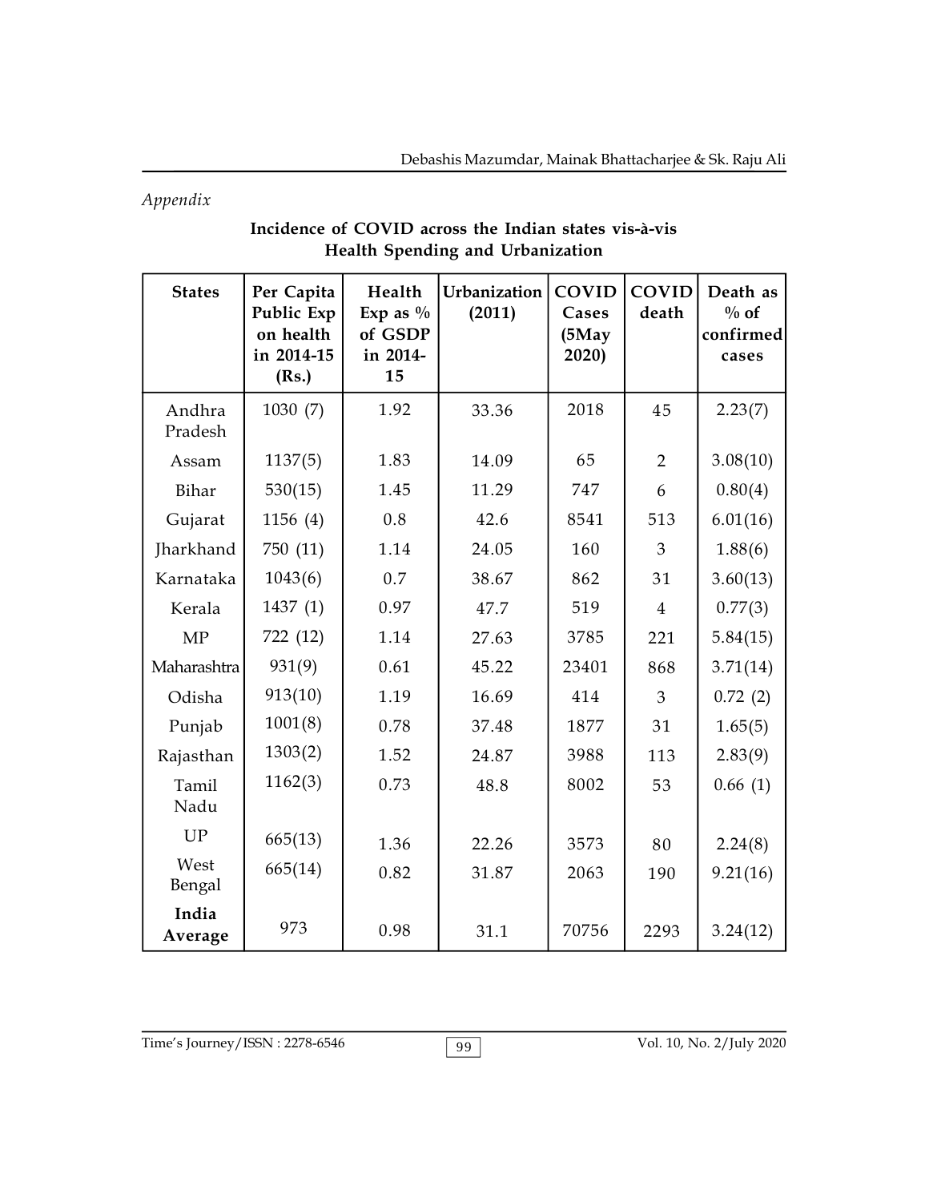*Appendix*

**Incidence of COVID across the Indian states vis-à-vis Health Spending and Urbanization**

| States | Per Capita Public Exp on health in 2014-15 (Rs.) | Health Exp as % of GSDP in 2014-15 | Urbanization (2011) | COVID Cases (5May 2020) | COVID death | Death as % of confirmed cases |
|---|---|---|---|---|---|---|
| Andhra Pradesh | 1030 (7) | 1.92 | 33.36 | 2018 | 45 | 2.23(7) |
| Assam | 1137(5) | 1.83 | 14.09 | 65 | 2 | 3.08(10) |
| Bihar | 530(15) | 1.45 | 11.29 | 747 | 6 | 0.80(4) |
| Gujarat | 1156 (4) | 0.8 | 42.6 | 8541 | 513 | 6.01(16) |
| Jharkhand | 750 (11) | 1.14 | 24.05 | 160 | 3 | 1.88(6) |
| Karnataka | 1043(6) | 0.7 | 38.67 | 862 | 31 | 3.60(13) |
| Kerala | 1437 (1) | 0.97 | 47.7 | 519 | 4 | 0.77(3) |
| MP | 722 (12) | 1.14 | 27.63 | 3785 | 221 | 5.84(15) |
| Maharashtra | 931(9) | 0.61 | 45.22 | 23401 | 868 | 3.71(14) |
| Odisha | 913(10) | 1.19 | 16.69 | 414 | 3 | 0.72 (2) |
| Punjab | 1001(8) | 0.78 | 37.48 | 1877 | 31 | 1.65(5) |
| Rajasthan | 1303(2) | 1.52 | 24.87 | 3988 | 113 | 2.83(9) |
| Tamil Nadu | 1162(3) | 0.73 | 48.8 | 8002 | 53 | 0.66 (1) |
| UP | 665(13) | 1.36 | 22.26 | 3573 | 80 | 2.24(8) |
| West Bengal | 665(14) | 0.82 | 31.87 | 2063 | 190 | 9.21(16) |
| **India Average** | 973 | 0.98 | 31.1 | 70756 | 2293 | 3.24(12) |